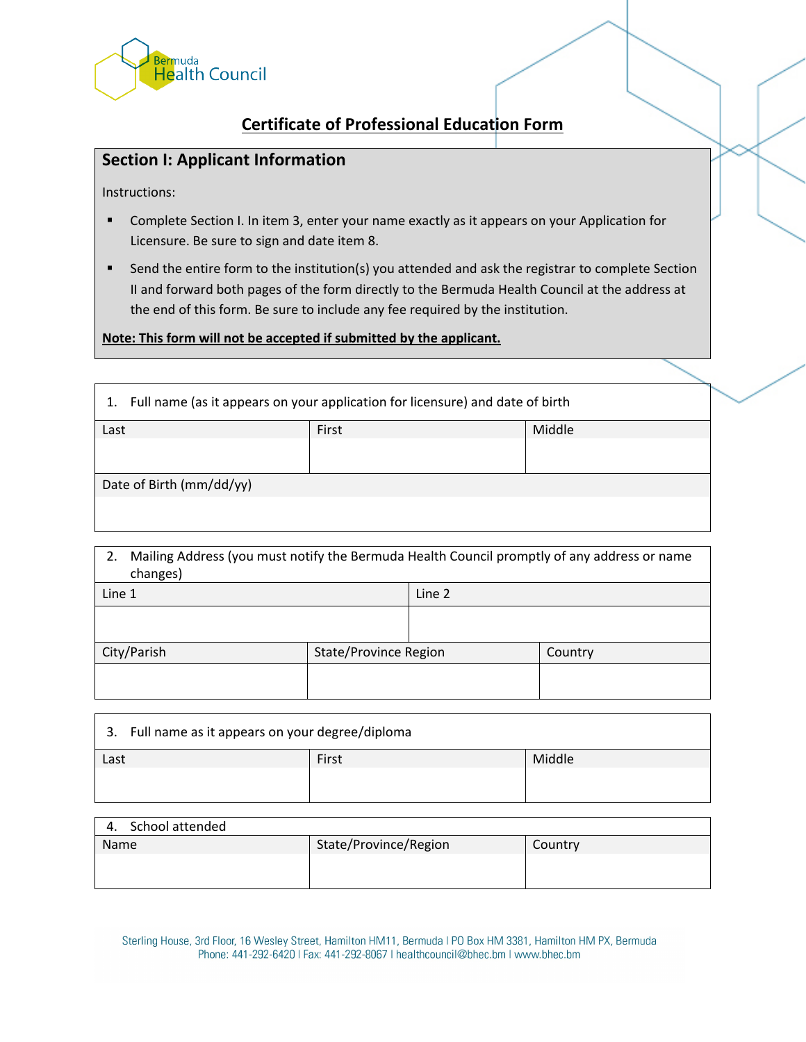Bermuda Health Council

# Certificate of Professional Education Form

## Section I: Applicant Information

Instructions:

- Complete Section I. In item 3, enter your name exactly as it appears on your Application for Licensure. Be sure to sign and date item 8.
- Send the entire form to the institution(s) you attended and ask the registrar to complete Section II and forward both pages of the form directly to the Bermuda Health Council at the address at the end of this form. Be sure to include any fee required by the institution.

**Note: This form will not be accepted if submitted by the applicant.**

1. Full name (as it appears on your application for licensure) and date of birth

| Last | First | Middle |
|---|---|---|
| | | |

| Date of Birth (mm/dd/yy) |
|---|
| |

2. Mailing Address (you must notify the Bermuda Health Council promptly of any address or name changes)

| Line 1 | Line 2 |
|---|---|
| | |

| City/Parish | State/Province Region | Country |
|---|---|---|
| | | |

3. Full name as it appears on your degree/diploma

| Last | First | Middle |
|---|---|---|
| | | |

4. School attended

| Name | State/Province/Region | Country |
|---|---|---|
| | | |

Sterling House, 3rd Floor, 16 Wesley Street, Hamilton HM11, Bermuda | PO Box HM 3381, Hamilton HM PX, Bermuda
Phone: 441-292-6420 | Fax: 441-292-8067 | healthcouncil@bhec.bm | www.bhec.bm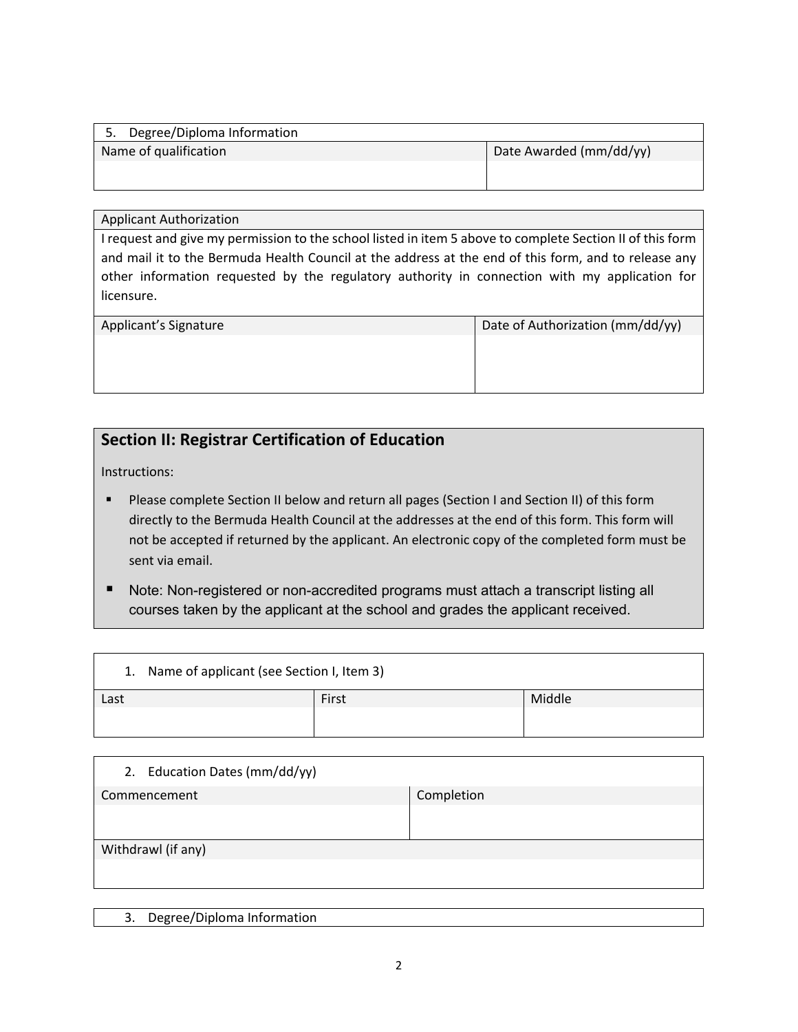| 5. Degree/Diploma Information | |
|---|---|
| Name of qualification | Date Awarded (mm/dd/yy) |
| | |

| Applicant Authorization | |
|---|---|
| I request and give my permission to the school listed in item 5 above to complete Section II of this form and mail it to the Bermuda Health Council at the address at the end of this form, and to release any other information requested by the regulatory authority in connection with my application for licensure. | |
| Applicant's Signature | Date of Authorization (mm/dd/yy) |
| | |

## Section II: Registrar Certification of Education

Instructions:

- Please complete Section II below and return all pages (Section I and Section II) of this form directly to the Bermuda Health Council at the addresses at the end of this form. This form will not be accepted if returned by the applicant. An electronic copy of the completed form must be sent via email.
- Note: Non-registered or non-accredited programs must attach a transcript listing all courses taken by the applicant at the school and grades the applicant received.

| 1. Name of applicant (see Section I, Item 3) | | |
|---|---|---|
| Last | First | Middle |
| | | |

| 2. Education Dates (mm/dd/yy) | |
|---|---|
| Commencement | Completion |
| | |
| Withdrawl (if any) | |
| | |

| 3. Degree/Diploma Information |
|---|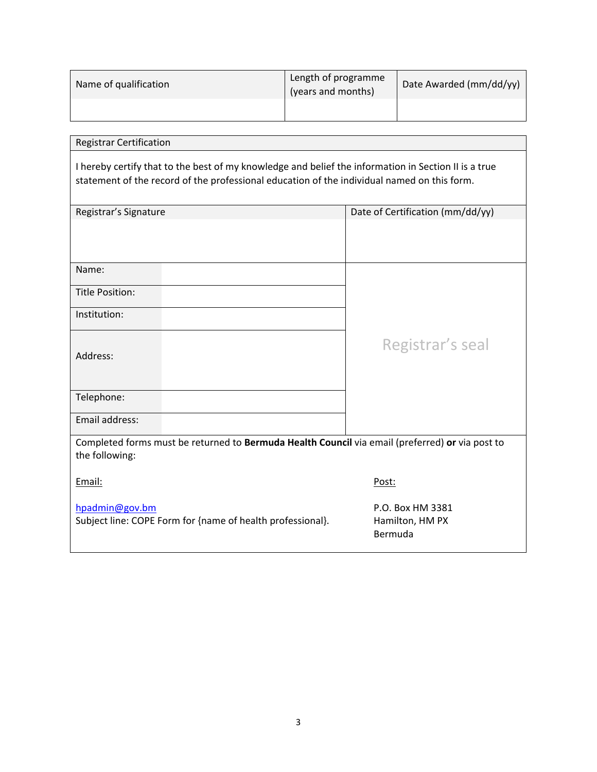| Name of qualification | Length of programme (years and months) | Date Awarded (mm/dd/yy) |
|---|---|---|
| | | |

| Registrar Certification | |
|---|---|
| I hereby certify that to the best of my knowledge and belief the information in Section II is a true statement of the record of the professional education of the individual named on this form. | |
| Registrar's Signature | Date of Certification (mm/dd/yy) |
| | |

| | | |
|---|---|---|
| Name: | | Registrar's seal |
| Title Position: | | |
| Institution: | | |
| Address: | | |
| Telephone: | | |
| Email address: | | |

Completed forms must be returned to **Bermuda Health Council** via email (preferred) **or** via post to the following:

Email:

hpadmin@gov.bm
Subject line: COPE Form for {name of health professional}.

Post:

P.O. Box HM 3381
Hamilton, HM PX
Bermuda